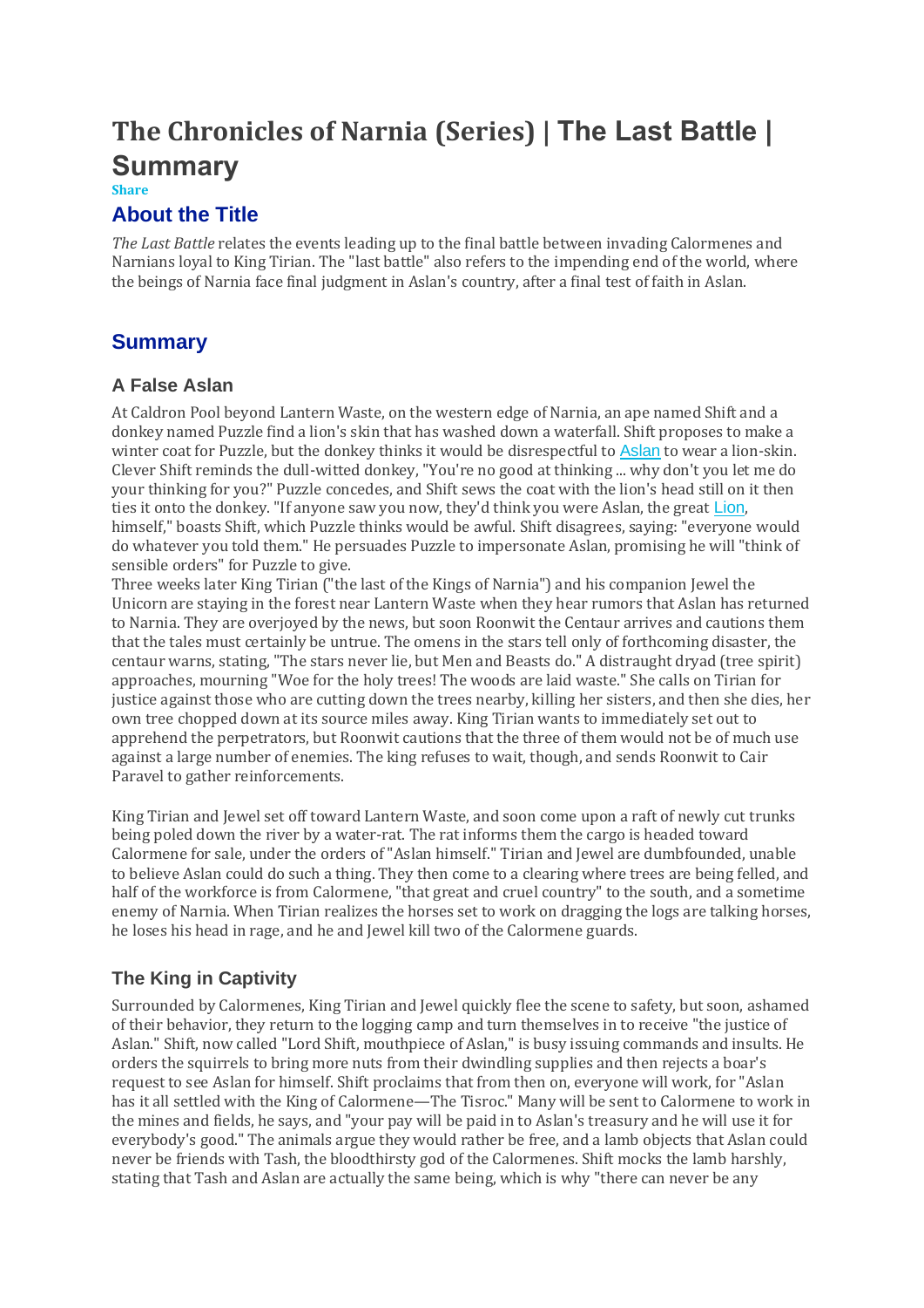# The Chronicles of Narnia (Series) | The Last Battle | Summary

Share

## About the Title

*The Last Battle* relates the events leading up to the final battle between invading Calormenes and Narnians loyal to King Tirian. The "last battle" also refers to the impending end of the world, where the beings of Narnia face final judgment in Aslan's country, after a final test of faith in Aslan.

## Summary

### A False Aslan

At Caldron Pool beyond Lantern Waste, on the western edge of Narnia, an ape named Shift and a donkey named Puzzle find a lion's skin that has washed down a waterfall. Shift proposes to make a winter coat for Puzzle, but the donkey thinks it would be disrespectful to Aslan to wear a lion-skin. Clever Shift reminds the dull-witted donkey, "You're no good at thinking ... why don't you let me do your thinking for you?" Puzzle concedes, and Shift sews the coat with the lion's head still on it then ties it onto the donkey. "If anyone saw you now, they'd think you were Aslan, the great Lion, himself," boasts Shift, which Puzzle thinks would be awful. Shift disagrees, saying: "everyone would do whatever you told them." He persuades Puzzle to impersonate Aslan, promising he will "think of sensible orders" for Puzzle to give.

Three weeks later King Tirian ("the last of the Kings of Narnia") and his companion Jewel the Unicorn are staying in the forest near Lantern Waste when they hear rumors that Aslan has returned to Narnia. They are overjoyed by the news, but soon Roonwit the Centaur arrives and cautions them that the tales must certainly be untrue. The omens in the stars tell only of forthcoming disaster, the centaur warns, stating, "The stars never lie, but Men and Beasts do." A distraught dryad (tree spirit) approaches, mourning "Woe for the holy trees! The woods are laid waste." She calls on Tirian for justice against those who are cutting down the trees nearby, killing her sisters, and then she dies, her own tree chopped down at its source miles away. King Tirian wants to immediately set out to apprehend the perpetrators, but Roonwit cautions that the three of them would not be of much use against a large number of enemies. The king refuses to wait, though, and sends Roonwit to Cair Paravel to gather reinforcements.

King Tirian and Jewel set off toward Lantern Waste, and soon come upon a raft of newly cut trunks being poled down the river by a water-rat. The rat informs them the cargo is headed toward Calormene for sale, under the orders of "Aslan himself." Tirian and Jewel are dumbfounded, unable to believe Aslan could do such a thing. They then come to a clearing where trees are being felled, and half of the workforce is from Calormene, "that great and cruel country" to the south, and a sometime enemy of Narnia. When Tirian realizes the horses set to work on dragging the logs are talking horses, he loses his head in rage, and he and Jewel kill two of the Calormene guards.

### The King in Captivity

Surrounded by Calormenes, King Tirian and Jewel quickly flee the scene to safety, but soon, ashamed of their behavior, they return to the logging camp and turn themselves in to receive "the justice of Aslan." Shift, now called "Lord Shift, mouthpiece of Aslan," is busy issuing commands and insults. He orders the squirrels to bring more nuts from their dwindling supplies and then rejects a boar's request to see Aslan for himself. Shift proclaims that from then on, everyone will work, for "Aslan has it all settled with the King of Calormene—The Tisroc." Many will be sent to Calormene to work in the mines and fields, he says, and "your pay will be paid in to Aslan's treasury and he will use it for everybody's good." The animals argue they would rather be free, and a lamb objects that Aslan could never be friends with Tash, the bloodthirsty god of the Calormenes. Shift mocks the lamb harshly, stating that Tash and Aslan are actually the same being, which is why "there can never be any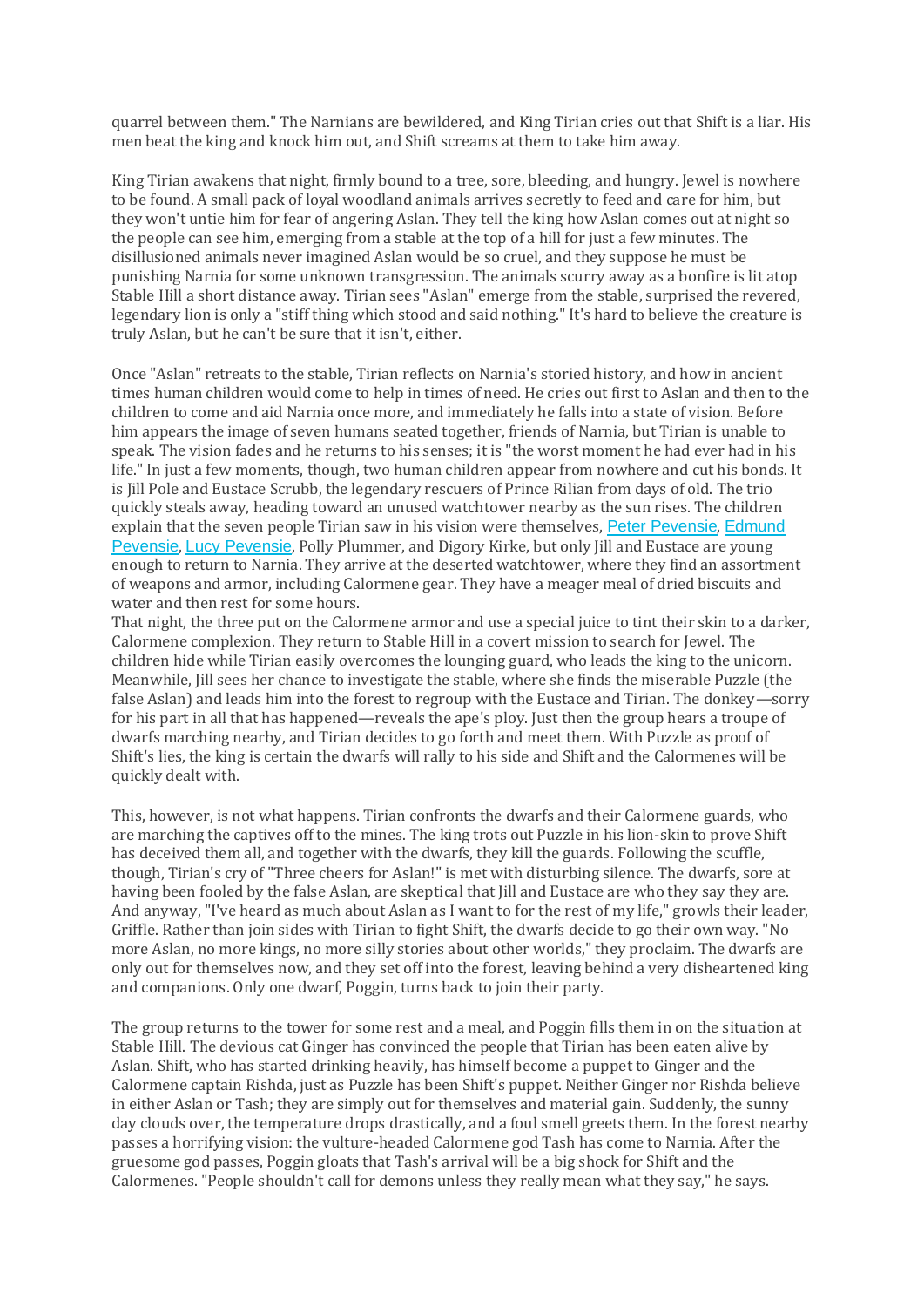quarrel between them." The Narnians are bewildered, and King Tirian cries out that Shift is a liar. His men beat the king and knock him out, and Shift screams at them to take him away.

King Tirian awakens that night, firmly bound to a tree, sore, bleeding, and hungry. Jewel is nowhere to be found. A small pack of loyal woodland animals arrives secretly to feed and care for him, but they won't untie him for fear of angering Aslan. They tell the king how Aslan comes out at night so the people can see him, emerging from a stable at the top of a hill for just a few minutes. The disillusioned animals never imagined Aslan would be so cruel, and they suppose he must be punishing Narnia for some unknown transgression. The animals scurry away as a bonfire is lit atop Stable Hill a short distance away. Tirian sees "Aslan" emerge from the stable, surprised the revered, legendary lion is only a "stiff thing which stood and said nothing." It's hard to believe the creature is truly Aslan, but he can't be sure that it isn't, either.

Once "Aslan" retreats to the stable, Tirian reflects on Narnia's storied history, and how in ancient times human children would come to help in times of need. He cries out first to Aslan and then to the children to come and aid Narnia once more, and immediately he falls into a state of vision. Before him appears the image of seven humans seated together, friends of Narnia, but Tirian is unable to speak. The vision fades and he returns to his senses; it is "the worst moment he had ever had in his life." In just a few moments, though, two human children appear from nowhere and cut his bonds. It is Jill Pole and Eustace Scrubb, the legendary rescuers of Prince Rilian from days of old. The trio quickly steals away, heading toward an unused watchtower nearby as the sun rises. The children explain that the seven people Tirian saw in his vision were themselves, Peter Pevensie, Edmund Pevensie, Lucy Pevensie, Polly Plummer, and Digory Kirke, but only Jill and Eustace are young enough to return to Narnia. They arrive at the deserted watchtower, where they find an assortment of weapons and armor, including Calormene gear. They have a meager meal of dried biscuits and water and then rest for some hours.
That night, the three put on the Calormene armor and use a special juice to tint their skin to a darker, Calormene complexion. They return to Stable Hill in a covert mission to search for Jewel. The children hide while Tirian easily overcomes the lounging guard, who leads the king to the unicorn. Meanwhile, Jill sees her chance to investigate the stable, where she finds the miserable Puzzle (the false Aslan) and leads him into the forest to regroup with the Eustace and Tirian. The donkey—sorry for his part in all that has happened—reveals the ape's ploy. Just then the group hears a troupe of dwarfs marching nearby, and Tirian decides to go forth and meet them. With Puzzle as proof of Shift's lies, the king is certain the dwarfs will rally to his side and Shift and the Calormenes will be quickly dealt with.

This, however, is not what happens. Tirian confronts the dwarfs and their Calormene guards, who are marching the captives off to the mines. The king trots out Puzzle in his lion-skin to prove Shift has deceived them all, and together with the dwarfs, they kill the guards. Following the scuffle, though, Tirian's cry of "Three cheers for Aslan!" is met with disturbing silence. The dwarfs, sore at having been fooled by the false Aslan, are skeptical that Jill and Eustace are who they say they are. And anyway, "I've heard as much about Aslan as I want to for the rest of my life," growls their leader, Griffle. Rather than join sides with Tirian to fight Shift, the dwarfs decide to go their own way. "No more Aslan, no more kings, no more silly stories about other worlds," they proclaim. The dwarfs are only out for themselves now, and they set off into the forest, leaving behind a very disheartened king and companions. Only one dwarf, Poggin, turns back to join their party.

The group returns to the tower for some rest and a meal, and Poggin fills them in on the situation at Stable Hill. The devious cat Ginger has convinced the people that Tirian has been eaten alive by Aslan. Shift, who has started drinking heavily, has himself become a puppet to Ginger and the Calormene captain Rishda, just as Puzzle has been Shift's puppet. Neither Ginger nor Rishda believe in either Aslan or Tash; they are simply out for themselves and material gain. Suddenly, the sunny day clouds over, the temperature drops drastically, and a foul smell greets them. In the forest nearby passes a horrifying vision: the vulture-headed Calormene god Tash has come to Narnia. After the gruesome god passes, Poggin gloats that Tash's arrival will be a big shock for Shift and the Calormenes. "People shouldn't call for demons unless they really mean what they say," he says.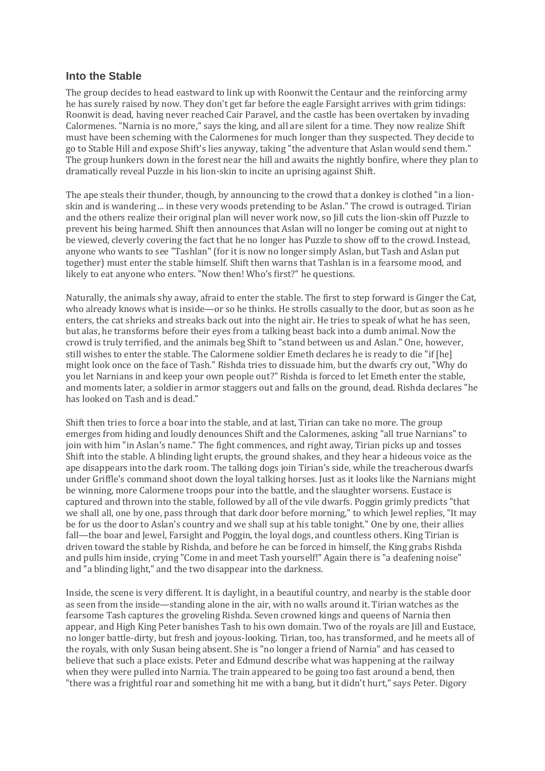## Into the Stable

The group decides to head eastward to link up with Roonwit the Centaur and the reinforcing army he has surely raised by now. They don't get far before the eagle Farsight arrives with grim tidings: Roonwit is dead, having never reached Cair Paravel, and the castle has been overtaken by invading Calormenes. "Narnia is no more," says the king, and all are silent for a time. They now realize Shift must have been scheming with the Calormenes for much longer than they suspected. They decide to go to Stable Hill and expose Shift's lies anyway, taking "the adventure that Aslan would send them." The group hunkers down in the forest near the hill and awaits the nightly bonfire, where they plan to dramatically reveal Puzzle in his lion-skin to incite an uprising against Shift.

The ape steals their thunder, though, by announcing to the crowd that a donkey is clothed "in a lion-skin and is wandering ... in these very woods pretending to be Aslan." The crowd is outraged. Tirian and the others realize their original plan will never work now, so Jill cuts the lion-skin off Puzzle to prevent his being harmed. Shift then announces that Aslan will no longer be coming out at night to be viewed, cleverly covering the fact that he no longer has Puzzle to show off to the crowd. Instead, anyone who wants to see "Tashlan" (for it is now no longer simply Aslan, but Tash and Aslan put together) must enter the stable himself. Shift then warns that Tashlan is in a fearsome mood, and likely to eat anyone who enters. "Now then! Who's first?" he questions.

Naturally, the animals shy away, afraid to enter the stable. The first to step forward is Ginger the Cat, who already knows what is inside—or so he thinks. He strolls casually to the door, but as soon as he enters, the cat shrieks and streaks back out into the night air. He tries to speak of what he has seen, but alas, he transforms before their eyes from a talking beast back into a dumb animal. Now the crowd is truly terrified, and the animals beg Shift to "stand between us and Aslan." One, however, still wishes to enter the stable. The Calormene soldier Emeth declares he is ready to die "if [he] might look once on the face of Tash." Rishda tries to dissuade him, but the dwarfs cry out, "Why do you let Narnians in and keep your own people out?" Rishda is forced to let Emeth enter the stable, and moments later, a soldier in armor staggers out and falls on the ground, dead. Rishda declares "he has looked on Tash and is dead."

Shift then tries to force a boar into the stable, and at last, Tirian can take no more. The group emerges from hiding and loudly denounces Shift and the Calormenes, asking "all true Narnians" to join with him "in Aslan's name." The fight commences, and right away, Tirian picks up and tosses Shift into the stable. A blinding light erupts, the ground shakes, and they hear a hideous voice as the ape disappears into the dark room. The talking dogs join Tirian's side, while the treacherous dwarfs under Griffle's command shoot down the loyal talking horses. Just as it looks like the Narnians might be winning, more Calormene troops pour into the battle, and the slaughter worsens. Eustace is captured and thrown into the stable, followed by all of the vile dwarfs. Poggin grimly predicts "that we shall all, one by one, pass through that dark door before morning," to which Jewel replies, "It may be for us the door to Aslan's country and we shall sup at his table tonight." One by one, their allies fall—the boar and Jewel, Farsight and Poggin, the loyal dogs, and countless others. King Tirian is driven toward the stable by Rishda, and before he can be forced in himself, the King grabs Rishda and pulls him inside, crying "Come in and meet Tash yourself!" Again there is "a deafening noise" and "a blinding light," and the two disappear into the darkness.

Inside, the scene is very different. It is daylight, in a beautiful country, and nearby is the stable door as seen from the inside—standing alone in the air, with no walls around it. Tirian watches as the fearsome Tash captures the groveling Rishda. Seven crowned kings and queens of Narnia then appear, and High King Peter banishes Tash to his own domain. Two of the royals are Jill and Eustace, no longer battle-dirty, but fresh and joyous-looking. Tirian, too, has transformed, and he meets all of the royals, with only Susan being absent. She is "no longer a friend of Narnia" and has ceased to believe that such a place exists. Peter and Edmund describe what was happening at the railway when they were pulled into Narnia. The train appeared to be going too fast around a bend, then "there was a frightful roar and something hit me with a bang, but it didn't hurt," says Peter. Digory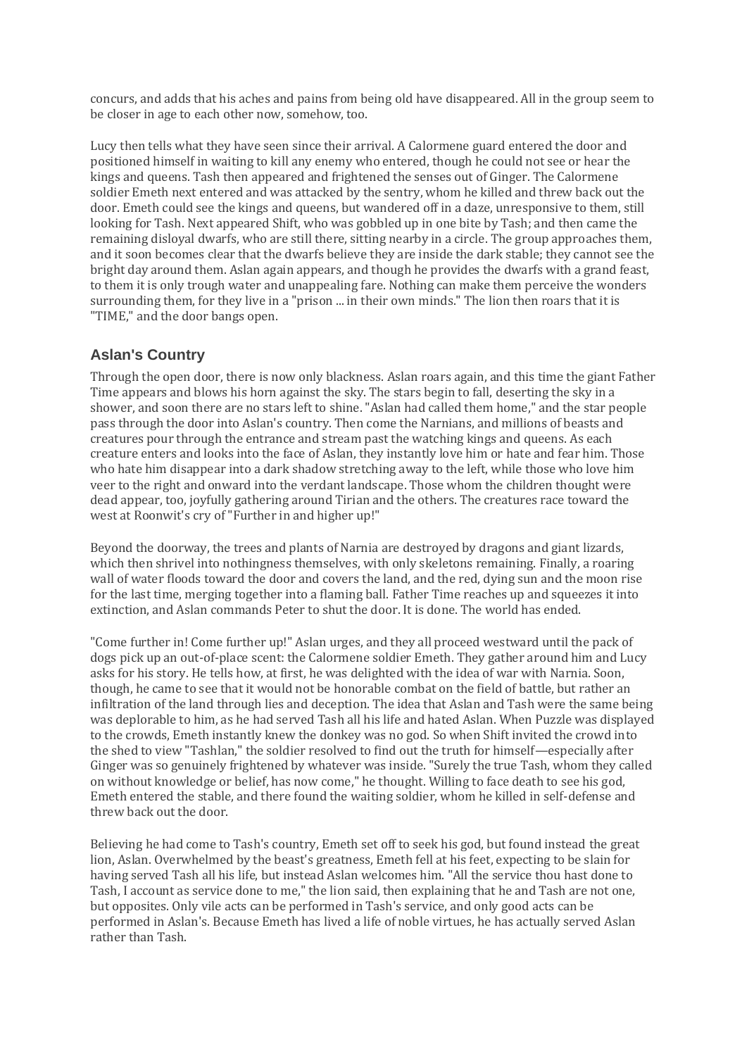concurs, and adds that his aches and pains from being old have disappeared. All in the group seem to be closer in age to each other now, somehow, too.

Lucy then tells what they have seen since their arrival. A Calormene guard entered the door and positioned himself in waiting to kill any enemy who entered, though he could not see or hear the kings and queens. Tash then appeared and frightened the senses out of Ginger. The Calormene soldier Emeth next entered and was attacked by the sentry, whom he killed and threw back out the door. Emeth could see the kings and queens, but wandered off in a daze, unresponsive to them, still looking for Tash. Next appeared Shift, who was gobbled up in one bite by Tash; and then came the remaining disloyal dwarfs, who are still there, sitting nearby in a circle. The group approaches them, and it soon becomes clear that the dwarfs believe they are inside the dark stable; they cannot see the bright day around them. Aslan again appears, and though he provides the dwarfs with a grand feast, to them it is only trough water and unappealing fare. Nothing can make them perceive the wonders surrounding them, for they live in a "prison ... in their own minds." The lion then roars that it is "TIME," and the door bangs open.

## Aslan's Country

Through the open door, there is now only blackness. Aslan roars again, and this time the giant Father Time appears and blows his horn against the sky. The stars begin to fall, deserting the sky in a shower, and soon there are no stars left to shine. "Aslan had called them home," and the star people pass through the door into Aslan's country. Then come the Narnians, and millions of beasts and creatures pour through the entrance and stream past the watching kings and queens. As each creature enters and looks into the face of Aslan, they instantly love him or hate and fear him. Those who hate him disappear into a dark shadow stretching away to the left, while those who love him veer to the right and onward into the verdant landscape. Those whom the children thought were dead appear, too, joyfully gathering around Tirian and the others. The creatures race toward the west at Roonwit's cry of "Further in and higher up!"

Beyond the doorway, the trees and plants of Narnia are destroyed by dragons and giant lizards, which then shrivel into nothingness themselves, with only skeletons remaining. Finally, a roaring wall of water floods toward the door and covers the land, and the red, dying sun and the moon rise for the last time, merging together into a flaming ball. Father Time reaches up and squeezes it into extinction, and Aslan commands Peter to shut the door. It is done. The world has ended.

"Come further in! Come further up!" Aslan urges, and they all proceed westward until the pack of dogs pick up an out-of-place scent: the Calormene soldier Emeth. They gather around him and Lucy asks for his story. He tells how, at first, he was delighted with the idea of war with Narnia. Soon, though, he came to see that it would not be honorable combat on the field of battle, but rather an infiltration of the land through lies and deception. The idea that Aslan and Tash were the same being was deplorable to him, as he had served Tash all his life and hated Aslan. When Puzzle was displayed to the crowds, Emeth instantly knew the donkey was no god. So when Shift invited the crowd into the shed to view "Tashlan," the soldier resolved to find out the truth for himself—especially after Ginger was so genuinely frightened by whatever was inside. "Surely the true Tash, whom they called on without knowledge or belief, has now come," he thought. Willing to face death to see his god, Emeth entered the stable, and there found the waiting soldier, whom he killed in self-defense and threw back out the door.

Believing he had come to Tash's country, Emeth set off to seek his god, but found instead the great lion, Aslan. Overwhelmed by the beast's greatness, Emeth fell at his feet, expecting to be slain for having served Tash all his life, but instead Aslan welcomes him. "All the service thou hast done to Tash, I account as service done to me," the lion said, then explaining that he and Tash are not one, but opposites. Only vile acts can be performed in Tash's service, and only good acts can be performed in Aslan's. Because Emeth has lived a life of noble virtues, he has actually served Aslan rather than Tash.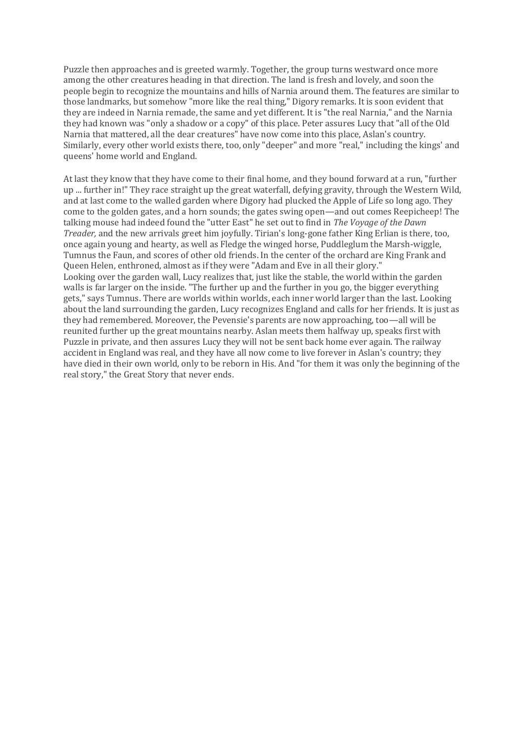Puzzle then approaches and is greeted warmly. Together, the group turns westward once more among the other creatures heading in that direction. The land is fresh and lovely, and soon the people begin to recognize the mountains and hills of Narnia around them. The features are similar to those landmarks, but somehow "more like the real thing," Digory remarks. It is soon evident that they are indeed in Narnia remade, the same and yet different. It is "the real Narnia," and the Narnia they had known was "only a shadow or a copy" of this place. Peter assures Lucy that "all of the Old Narnia that mattered, all the dear creatures" have now come into this place, Aslan's country. Similarly, every other world exists there, too, only "deeper" and more "real," including the kings' and queens' home world and England.

At last they know that they have come to their final home, and they bound forward at a run, "further up ... further in!" They race straight up the great waterfall, defying gravity, through the Western Wild, and at last come to the walled garden where Digory had plucked the Apple of Life so long ago. They come to the golden gates, and a horn sounds; the gates swing open—and out comes Reepicheep! The talking mouse had indeed found the "utter East" he set out to find in *The Voyage of the Dawn Treader,* and the new arrivals greet him joyfully. Tirian's long-gone father King Erlian is there, too, once again young and hearty, as well as Fledge the winged horse, Puddleglum the Marsh-wiggle, Tumnus the Faun, and scores of other old friends. In the center of the orchard are King Frank and Queen Helen, enthroned, almost as if they were "Adam and Eve in all their glory."
Looking over the garden wall, Lucy realizes that, just like the stable, the world within the garden walls is far larger on the inside. "The further up and the further in you go, the bigger everything gets," says Tumnus. There are worlds within worlds, each inner world larger than the last. Looking about the land surrounding the garden, Lucy recognizes England and calls for her friends. It is just as they had remembered. Moreover, the Pevensie's parents are now approaching, too—all will be reunited further up the great mountains nearby. Aslan meets them halfway up, speaks first with Puzzle in private, and then assures Lucy they will not be sent back home ever again. The railway accident in England was real, and they have all now come to live forever in Aslan's country; they have died in their own world, only to be reborn in His. And "for them it was only the beginning of the real story," the Great Story that never ends.